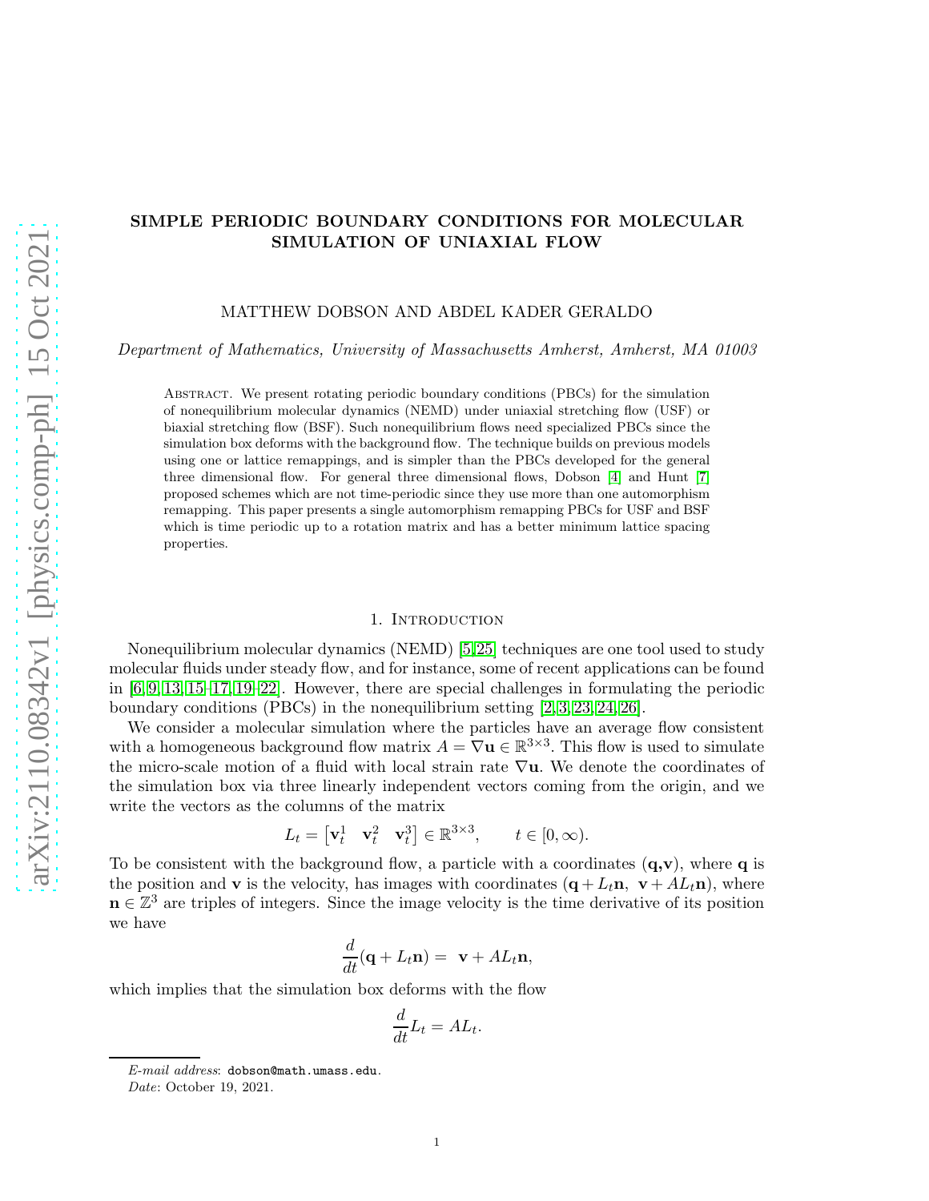# SIMPLE PERIODIC BOUNDARY CONDITIONS FOR MOLECULAR SIMULATION OF UNIAXIAL FLOW

MATTHEW DOBSON AND ABDEL KADER GERALDO

*Department of Mathematics, University of Massachusetts Amherst, Amherst, MA 01003*

Abstract. We present rotating periodic boundary conditions (PBCs) for the simulation of nonequilibrium molecular dynamics (NEMD) under uniaxial stretching flow (USF) or biaxial stretching flow (BSF). Such nonequilibrium flows need specialized PBCs since the simulation box deforms with the background flow. The technique builds on previous models using one or lattice remappings, and is simpler than the PBCs developed for the general three dimensional flow. For general three dimensional flows, Dobson [4] and Hunt [7] proposed schemes which are not time-periodic since they use more than one automorphism remapping. This paper presents a single automorphism remapping PBCs for USF and BSF which is time periodic up to a rotation matrix and has a better minimum lattice spacing properties.

## 1. Introduction

Nonequilibrium molecular dynamics (NEMD) [5,25] techniques are one tool used to study molecular fluids under steady flow, and for instance, some of recent applications can be found in [6,9,13,15–17,19–22]. However, there are special challenges in formulating the periodic boundary conditions (PBCs) in the nonequilibrium setting [2,3,23,24,26].

We consider a molecular simulation where the particles have an average flow consistent with a homogeneous background flow matrix $A = \nabla \mathbf{u} \in \mathbb{R}^{3\times 3}$. This flow is used to simulate the micro-scale motion of a fluid with local strain rate $\nabla \mathbf{u}$. We denote the coordinates of the simulation box via three linearly independent vectors coming from the origin, and we write the vectors as the columns of the matrix

$$L_t = \begin{bmatrix} \mathbf{v}_t^1 & \mathbf{v}_t^2 & \mathbf{v}_t^3 \end{bmatrix} \in \mathbb{R}^{3\times 3}, \qquad t \in [0, \infty).$$

To be consistent with the background flow, a particle with a coordinates ($\mathbf{q}$,$\mathbf{v}$), where $\mathbf{q}$ is the position and $\mathbf{v}$ is the velocity, has images with coordinates $(\mathbf{q} + L_t\mathbf{n},\ \mathbf{v} + AL_t\mathbf{n})$, where $\mathbf{n} \in \mathbb{Z}^3$ are triples of integers. Since the image velocity is the time derivative of its position we have

$$\frac{d}{dt}(\mathbf{q} + L_t\mathbf{n}) = \ \mathbf{v} + AL_t\mathbf{n},$$

which implies that the simulation box deforms with the flow

$$\frac{d}{dt}L_t = AL_t.$$

*E-mail address*: dobson@math.umass.edu.

*Date*: October 19, 2021.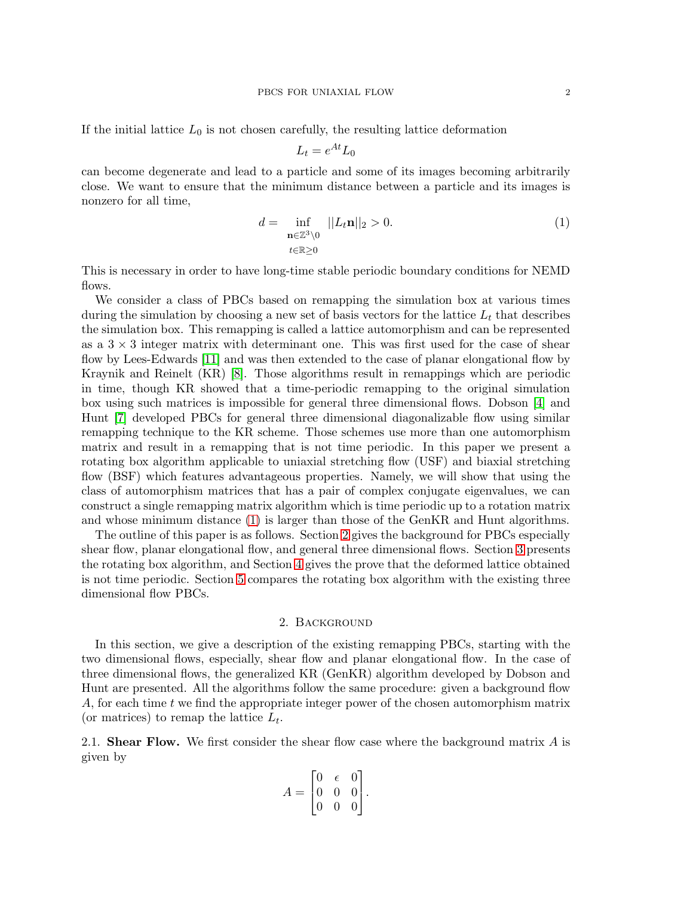If the initial lattice $L_0$ is not chosen carefully, the resulting lattice deformation

$$L_t = e^{At} L_0$$

can become degenerate and lead to a particle and some of its images becoming arbitrarily close. We want to ensure that the minimum distance between a particle and its images is nonzero for all time,

$$d = \inf_{\substack{\mathbf{n} \in \mathbb{Z}^3 \setminus 0 \\ t \in \mathbb{R}_{\geq 0}}} ||L_t \mathbf{n}||_2 > 0. \tag{1}$$

This is necessary in order to have long-time stable periodic boundary conditions for NEMD flows.

We consider a class of PBCs based on remapping the simulation box at various times during the simulation by choosing a new set of basis vectors for the lattice $L_t$ that describes the simulation box. This remapping is called a lattice automorphism and can be represented as a $3 \times 3$ integer matrix with determinant one. This was first used for the case of shear flow by Lees-Edwards [11] and was then extended to the case of planar elongational flow by Kraynik and Reinelt (KR) [8]. Those algorithms result in remappings which are periodic in time, though KR showed that a time-periodic remapping to the original simulation box using such matrices is impossible for general three dimensional flows. Dobson [4] and Hunt [7] developed PBCs for general three dimensional diagonalizable flow using similar remapping technique to the KR scheme. Those schemes use more than one automorphism matrix and result in a remapping that is not time periodic. In this paper we present a rotating box algorithm applicable to uniaxial stretching flow (USF) and biaxial stretching flow (BSF) which features advantageous properties. Namely, we will show that using the class of automorphism matrices that has a pair of complex conjugate eigenvalues, we can construct a single remapping matrix algorithm which is time periodic up to a rotation matrix and whose minimum distance (1) is larger than those of the GenKR and Hunt algorithms.

The outline of this paper is as follows. Section 2 gives the background for PBCs especially shear flow, planar elongational flow, and general three dimensional flows. Section 3 presents the rotating box algorithm, and Section 4 gives the prove that the deformed lattice obtained is not time periodic. Section 5 compares the rotating box algorithm with the existing three dimensional flow PBCs.

## 2. Background

In this section, we give a description of the existing remapping PBCs, starting with the two dimensional flows, especially, shear flow and planar elongational flow. In the case of three dimensional flows, the generalized KR (GenKR) algorithm developed by Dobson and Hunt are presented. All the algorithms follow the same procedure: given a background flow $A$, for each time $t$ we find the appropriate integer power of the chosen automorphism matrix (or matrices) to remap the lattice $L_t$.

### 2.1. Shear Flow.

We first consider the shear flow case where the background matrix $A$ is given by

$$A = \begin{bmatrix} 0 & \epsilon & 0 \\ 0 & 0 & 0 \\ 0 & 0 & 0 \end{bmatrix}.$$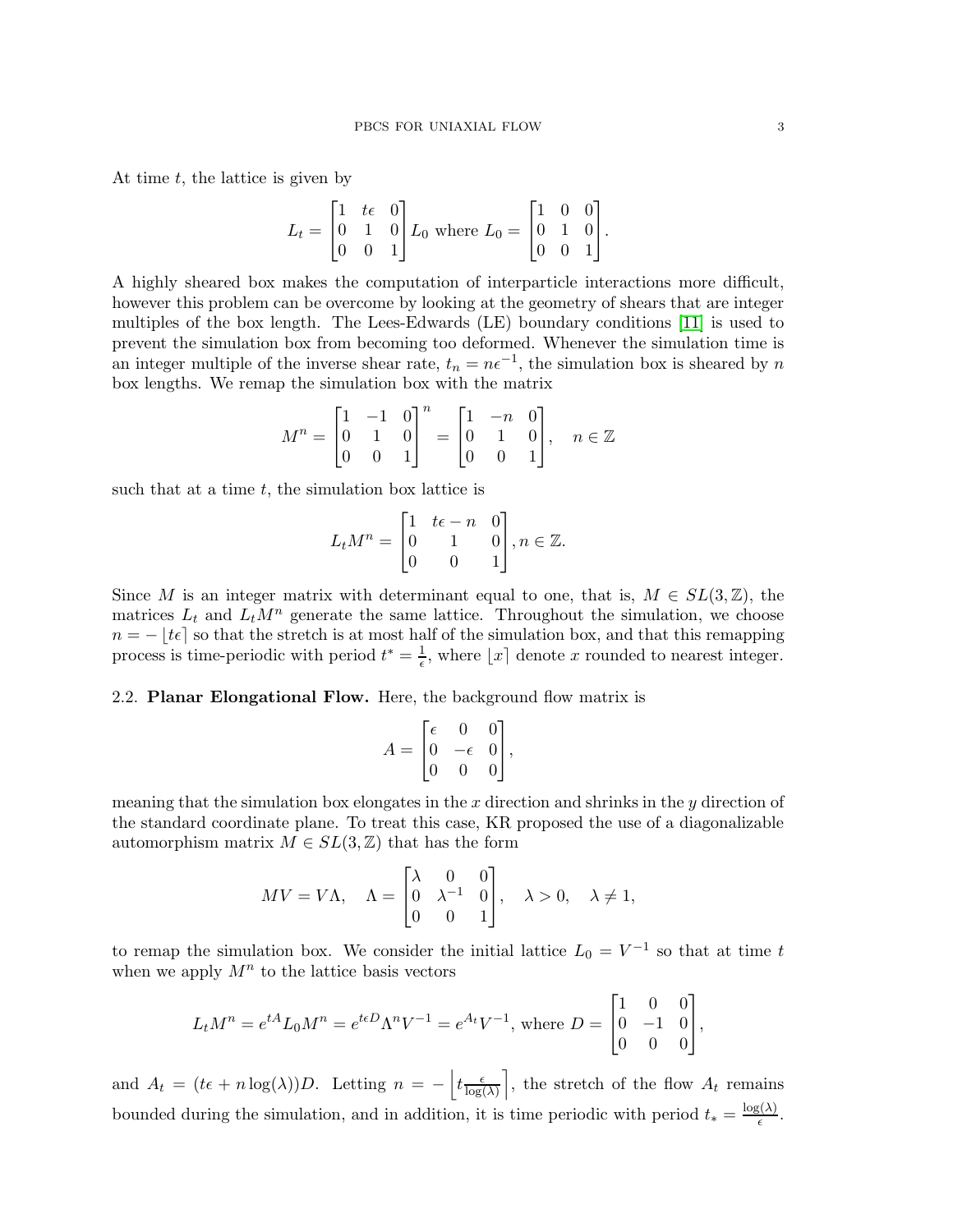At time $t$, the lattice is given by

$$L_t = \begin{bmatrix} 1 & t\epsilon & 0 \\ 0 & 1 & 0 \\ 0 & 0 & 1 \end{bmatrix} L_0 \text{ where } L_0 = \begin{bmatrix} 1 & 0 & 0 \\ 0 & 1 & 0 \\ 0 & 0 & 1 \end{bmatrix}.$$

A highly sheared box makes the computation of interparticle interactions more difficult, however this problem can be overcome by looking at the geometry of shears that are integer multiples of the box length. The Lees-Edwards (LE) boundary conditions [11] is used to prevent the simulation box from becoming too deformed. Whenever the simulation time is an integer multiple of the inverse shear rate, $t_n = n\epsilon^{-1}$, the simulation box is sheared by $n$ box lengths. We remap the simulation box with the matrix

$$M^n = \begin{bmatrix} 1 & -1 & 0 \\ 0 & 1 & 0 \\ 0 & 0 & 1 \end{bmatrix}^n = \begin{bmatrix} 1 & -n & 0 \\ 0 & 1 & 0 \\ 0 & 0 & 1 \end{bmatrix}, \quad n \in \mathbb{Z}$$

such that at a time $t$, the simulation box lattice is

$$L_t M^n = \begin{bmatrix} 1 & t\epsilon - n & 0 \\ 0 & 1 & 0 \\ 0 & 0 & 1 \end{bmatrix}, n \in \mathbb{Z}.$$

Since $M$ is an integer matrix with determinant equal to one, that is, $M \in SL(3, \mathbb{Z})$, the matrices $L_t$ and $L_t M^n$ generate the same lattice. Throughout the simulation, we choose $n = -\lfloor t\epsilon \rceil$ so that the stretch is at most half of the simulation box, and that this remapping process is time-periodic with period $t^* = \frac{1}{\epsilon}$, where $\lfloor x \rceil$ denote $x$ rounded to nearest integer.

**2.2. Planar Elongational Flow.** Here, the background flow matrix is

$$A = \begin{bmatrix} \epsilon & 0 & 0 \\ 0 & -\epsilon & 0 \\ 0 & 0 & 0 \end{bmatrix},$$

meaning that the simulation box elongates in the $x$ direction and shrinks in the $y$ direction of the standard coordinate plane. To treat this case, KR proposed the use of a diagonalizable automorphism matrix $M \in SL(3, \mathbb{Z})$ that has the form

$$MV = V\Lambda, \quad \Lambda = \begin{bmatrix} \lambda & 0 & 0 \\ 0 & \lambda^{-1} & 0 \\ 0 & 0 & 1 \end{bmatrix}, \quad \lambda > 0, \quad \lambda \neq 1,$$

to remap the simulation box. We consider the initial lattice $L_0 = V^{-1}$ so that at time $t$ when we apply $M^n$ to the lattice basis vectors

$$L_t M^n = e^{tA} L_0 M^n = e^{t\epsilon D} \Lambda^n V^{-1} = e^{A_t} V^{-1}, \text{ where } D = \begin{bmatrix} 1 & 0 & 0 \\ 0 & -1 & 0 \\ 0 & 0 & 0 \end{bmatrix},$$

and $A_t = (t\epsilon + n\log(\lambda))D$. Letting $n = -\left\lfloor t\frac{\epsilon}{\log(\lambda)} \right\rceil$, the stretch of the flow $A_t$ remains bounded during the simulation, and in addition, it is time periodic with period $t_* = \frac{\log(\lambda)}{\epsilon}$.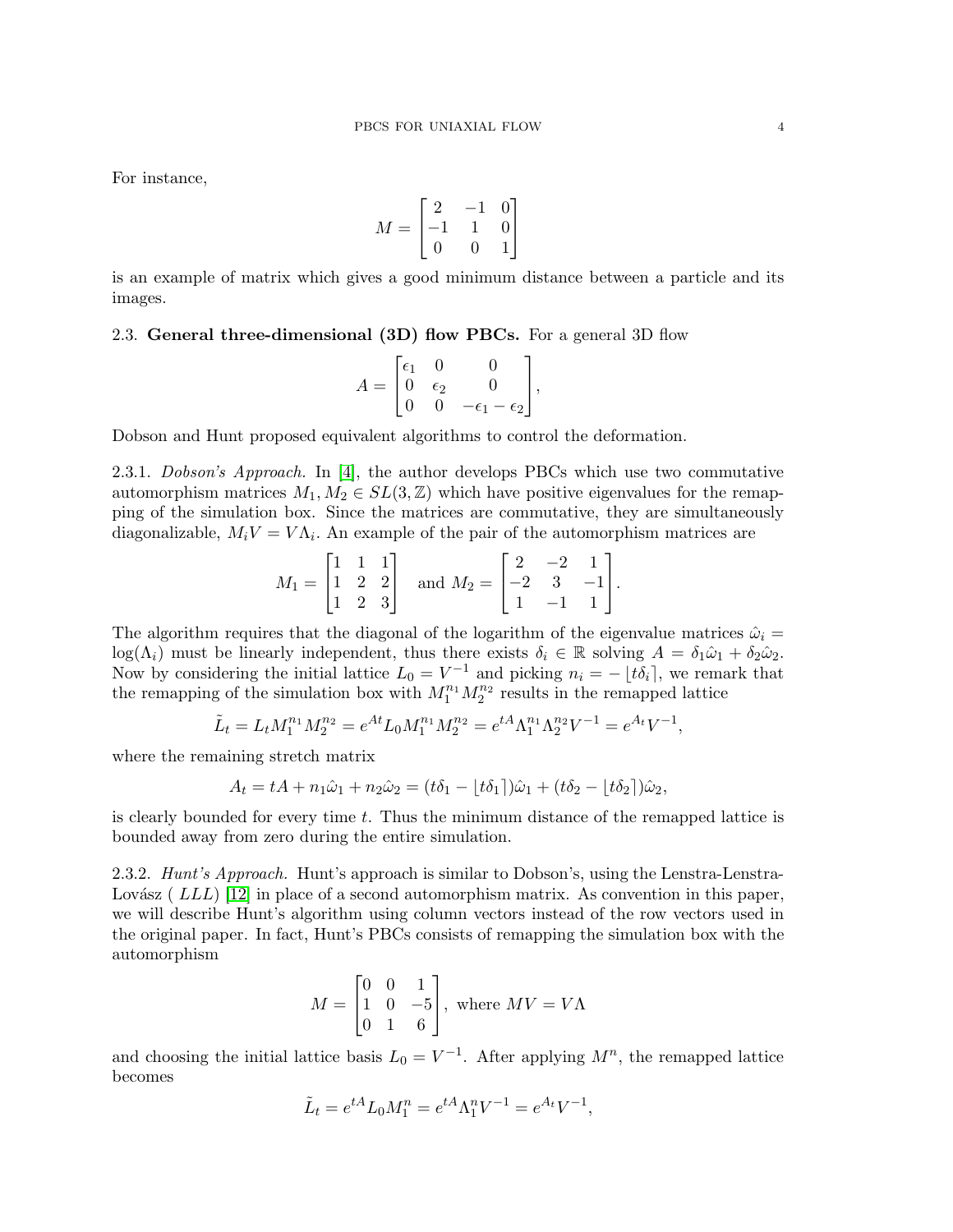For instance,

$$M = \begin{bmatrix} 2 & -1 & 0 \\ -1 & 1 & 0 \\ 0 & 0 & 1 \end{bmatrix}$$

is an example of matrix which gives a good minimum distance between a particle and its images.

### 2.3. General three-dimensional (3D) flow PBCs.

For a general 3D flow

$$A = \begin{bmatrix} \epsilon_1 & 0 & 0 \\ 0 & \epsilon_2 & 0 \\ 0 & 0 & -\epsilon_1 - \epsilon_2 \end{bmatrix},$$

Dobson and Hunt proposed equivalent algorithms to control the deformation.

#### 2.3.1. *Dobson's Approach.*

In [4], the author develops PBCs which use two commutative automorphism matrices $M_1, M_2 \in SL(3, \mathbb{Z})$ which have positive eigenvalues for the remapping of the simulation box. Since the matrices are commutative, they are simultaneously diagonalizable, $M_i V = V \Lambda_i$. An example of the pair of the automorphism matrices are

$$M_1 = \begin{bmatrix} 1 & 1 & 1 \\ 1 & 2 & 2 \\ 1 & 2 & 3 \end{bmatrix} \quad \text{and } M_2 = \begin{bmatrix} 2 & -2 & 1 \\ -2 & 3 & -1 \\ 1 & -1 & 1 \end{bmatrix}.$$

The algorithm requires that the diagonal of the logarithm of the eigenvalue matrices $\hat{\omega}_i = \log(\Lambda_i)$ must be linearly independent, thus there exists $\delta_i \in \mathbb{R}$ solving $A = \delta_1 \hat{\omega}_1 + \delta_2 \hat{\omega}_2$. Now by considering the initial lattice $L_0 = V^{-1}$ and picking $n_i = -\lfloor t\delta_i \rceil$, we remark that the remapping of the simulation box with $M_1^{n_1} M_2^{n_2}$ results in the remapped lattice

$$\tilde{L}_t = L_t M_1^{n_1} M_2^{n_2} = e^{At} L_0 M_1^{n_1} M_2^{n_2} = e^{tA} \Lambda_1^{n_1} \Lambda_2^{n_2} V^{-1} = e^{A_t} V^{-1},$$

where the remaining stretch matrix

$$A_t = tA + n_1 \hat{\omega}_1 + n_2 \hat{\omega}_2 = (t\delta_1 - \lfloor t\delta_1 \rceil)\hat{\omega}_1 + (t\delta_2 - \lfloor t\delta_2 \rceil)\hat{\omega}_2,$$

is clearly bounded for every time $t$. Thus the minimum distance of the remapped lattice is bounded away from zero during the entire simulation.

#### 2.3.2. *Hunt's Approach.*

Hunt's approach is similar to Dobson's, using the Lenstra-Lenstra-Lovász ( $LLL$) [12] in place of a second automorphism matrix. As convention in this paper, we will describe Hunt's algorithm using column vectors instead of the row vectors used in the original paper. In fact, Hunt's PBCs consists of remapping the simulation box with the automorphism

$$M = \begin{bmatrix} 0 & 0 & 1 \\ 1 & 0 & -5 \\ 0 & 1 & 6 \end{bmatrix}, \text{ where } MV = V\Lambda$$

and choosing the initial lattice basis $L_0 = V^{-1}$. After applying $M^n$, the remapped lattice becomes

$$\tilde{L}_t = e^{tA} L_0 M_1^n = e^{tA} \Lambda_1^n V^{-1} = e^{A_t} V^{-1},$$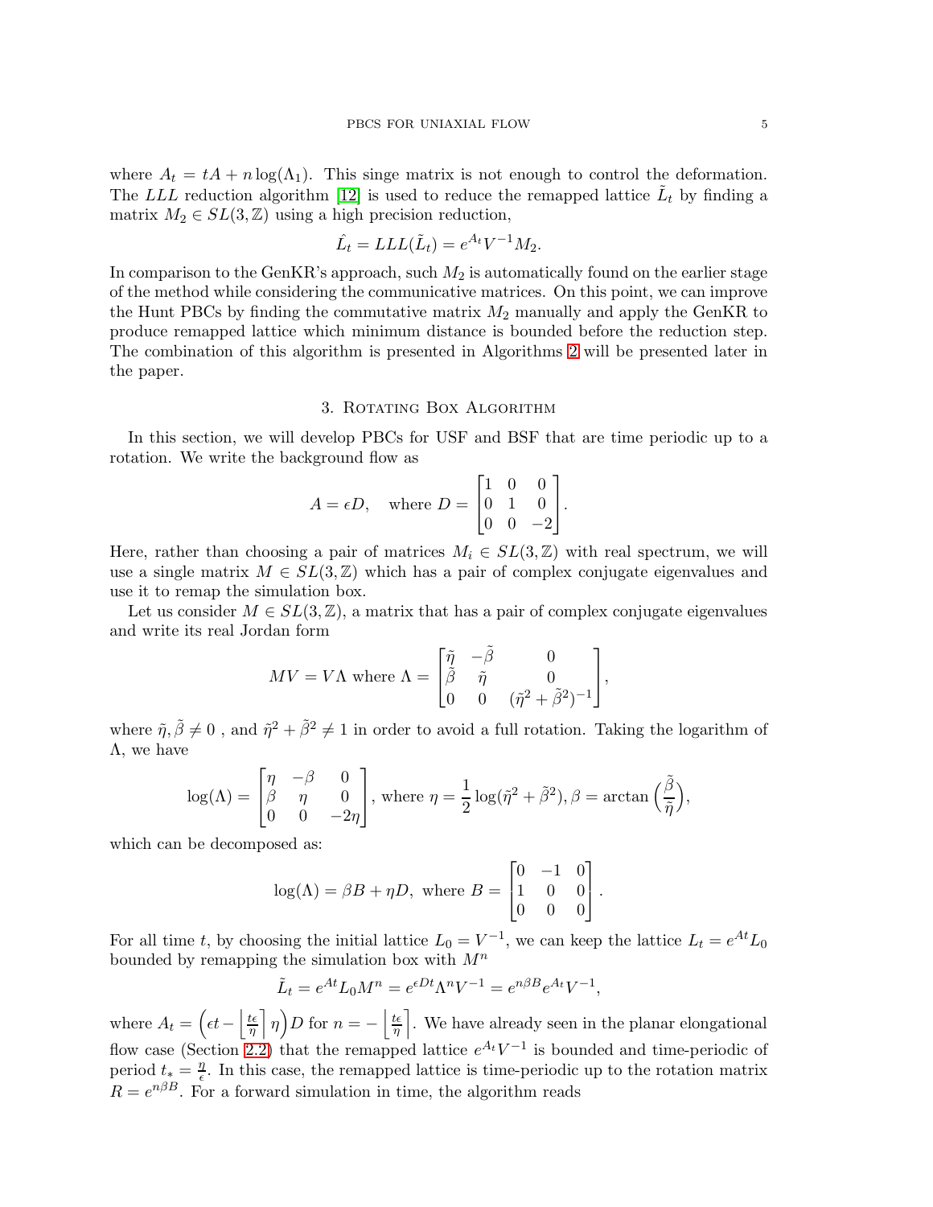where $A_t = tA + n\log(\Lambda_1)$. This singe matrix is not enough to control the deformation. The $LLL$ reduction algorithm [12] is used to reduce the remapped lattice $\tilde{L}_t$ by finding a matrix $M_2 \in SL(3,\mathbb{Z})$ using a high precision reduction,

$$\hat{L_t} = LLL(\tilde{L}_t) = e^{A_t}V^{-1}M_2.$$

In comparison to the GenKR's approach, such $M_2$ is automatically found on the earlier stage of the method while considering the communicative matrices. On this point, we can improve the Hunt PBCs by finding the commutative matrix $M_2$ manually and apply the GenKR to produce remapped lattice which minimum distance is bounded before the reduction step. The combination of this algorithm is presented in Algorithms 2 will be presented later in the paper.

## 3. Rotating Box Algorithm

In this section, we will develop PBCs for USF and BSF that are time periodic up to a rotation. We write the background flow as

$$A = \epsilon D, \quad \text{where } D = \begin{bmatrix} 1 & 0 & 0 \\ 0 & 1 & 0 \\ 0 & 0 & -2 \end{bmatrix}.$$

Here, rather than choosing a pair of matrices $M_i \in SL(3,\mathbb{Z})$ with real spectrum, we will use a single matrix $M \in SL(3,\mathbb{Z})$ which has a pair of complex conjugate eigenvalues and use it to remap the simulation box.

Let us consider $M \in SL(3,\mathbb{Z})$, a matrix that has a pair of complex conjugate eigenvalues and write its real Jordan form

$$MV = V\Lambda \text{ where } \Lambda = \begin{bmatrix} \tilde{\eta} & -\tilde{\beta} & 0 \\ \tilde{\beta} & \tilde{\eta} & 0 \\ 0 & 0 & (\tilde{\eta}^2+\tilde{\beta}^2)^{-1} \end{bmatrix},$$

where $\tilde{\eta}, \tilde{\beta} \neq 0$ , and $\tilde{\eta}^2 + \tilde{\beta}^2 \neq 1$ in order to avoid a full rotation. Taking the logarithm of $\Lambda$, we have

$$\log(\Lambda) = \begin{bmatrix} \eta & -\beta & 0 \\ \beta & \eta & 0 \\ 0 & 0 & -2\eta \end{bmatrix}, \text{ where } \eta = \frac{1}{2}\log(\tilde{\eta}^2+\tilde{\beta}^2), \beta = \arctan\Big(\frac{\tilde{\beta}}{\tilde{\eta}}\Big),$$

which can be decomposed as:

$$\log(\Lambda) = \beta B + \eta D, \text{ where } B = \begin{bmatrix} 0 & -1 & 0 \\ 1 & 0 & 0 \\ 0 & 0 & 0 \end{bmatrix}.$$

For all time $t$, by choosing the initial lattice $L_0 = V^{-1}$, we can keep the lattice $L_t = e^{At}L_0$ bounded by remapping the simulation box with $M^n$

$$\tilde{L}_t = e^{At}L_0M^n = e^{\epsilon Dt}\Lambda^nV^{-1} = e^{n\beta B}e^{A_t}V^{-1},$$

where $A_t = \Big(\epsilon t - \Big\lfloor \frac{t\epsilon}{\eta}\Big\rceil \eta\Big)D$ for $n = -\Big\lfloor \frac{t\epsilon}{\eta}\Big\rceil$. We have already seen in the planar elongational flow case (Section 2.2) that the remapped lattice $e^{A_t}V^{-1}$ is bounded and time-periodic of period $t_* = \frac{\eta}{\epsilon}$. In this case, the remapped lattice is time-periodic up to the rotation matrix $R = e^{n\beta B}$. For a forward simulation in time, the algorithm reads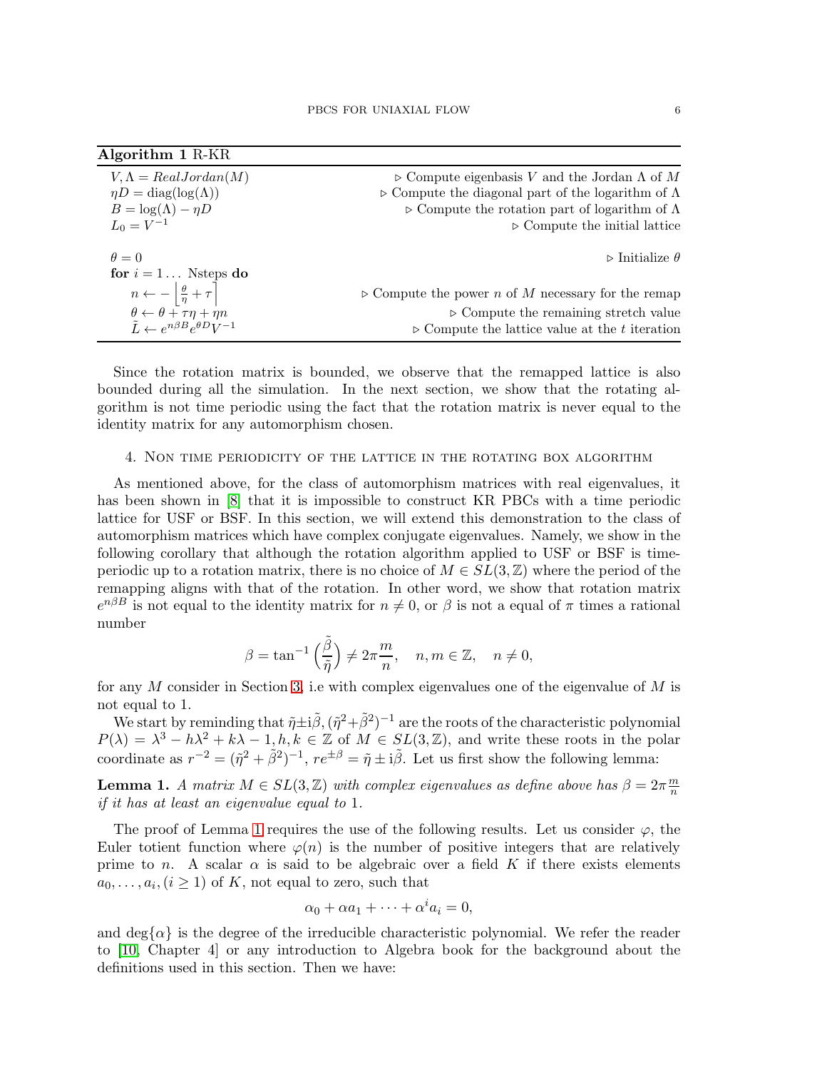**Algorithm 1** R-KR

```
V, Λ = RealJordan(M)                 ▷ Compute eigenbasis V and the Jordan Λ of M
ηD = diag(log(Λ))                     ▷ Compute the diagonal part of the logarithm of Λ
B = log(Λ) − ηD                       ▷ Compute the rotation part of logarithm of Λ
L_0 = V^{-1}                          ▷ Compute the initial lattice

θ = 0                                 ▷ Initialize θ
for i = 1 ... Nsteps do
    n ← −⌊θ/η + τ⌉                    ▷ Compute the power n of M necessary for the remap
    θ ← θ + τη + ηn                   ▷ Compute the remaining stretch value
    L̃ ← e^{nβB} e^{θD} V^{-1}         ▷ Compute the lattice value at the t iteration
```

Since the rotation matrix is bounded, we observe that the remapped lattice is also bounded during all the simulation. In the next section, we show that the rotating algorithm is not time periodic using the fact that the rotation matrix is never equal to the identity matrix for any automorphism chosen.

## 4. Non time periodicity of the lattice in the rotating box algorithm

As mentioned above, for the class of automorphism matrices with real eigenvalues, it has been shown in [8] that it is impossible to construct KR PBCs with a time periodic lattice for USF or BSF. In this section, we will extend this demonstration to the class of automorphism matrices which have complex conjugate eigenvalues. Namely, we show in the following corollary that although the rotation algorithm applied to USF or BSF is time-periodic up to a rotation matrix, there is no choice of $M \in SL(3,\mathbb{Z})$ where the period of the remapping aligns with that of the rotation. In other word, we show that rotation matrix $e^{n\beta B}$ is not equal to the identity matrix for $n \neq 0$, or $\beta$ is not a equal of $\pi$ times a rational number

$$\beta = \tan^{-1}\left(\frac{\tilde{\beta}}{\tilde{\eta}}\right) \neq 2\pi\frac{m}{n}, \quad n, m \in \mathbb{Z}, \quad n \neq 0,$$

for any $M$ consider in Section 3, i.e with complex eigenvalues one of the eigenvalue of $M$ is not equal to 1.

We start by reminding that $\tilde{\eta} \pm \mathrm{i}\tilde{\beta}, (\tilde{\eta}^2 + \tilde{\beta}^2)^{-1}$ are the roots of the characteristic polynomial $P(\lambda) = \lambda^3 - h\lambda^2 + k\lambda - 1, h, k \in \mathbb{Z}$ of $M \in SL(3,\mathbb{Z})$, and write these roots in the polar coordinate as $r^{-2} = (\tilde{\eta}^2 + \tilde{\beta}^2)^{-1}$, $re^{\pm\beta} = \tilde{\eta} \pm \mathrm{i}\tilde{\beta}$. Let us first show the following lemma:

**Lemma 1.** *A matrix $M \in SL(3,\mathbb{Z})$ with complex eigenvalues as define above has $\beta = 2\pi\frac{m}{n}$ if it has at least an eigenvalue equal to* 1.

The proof of Lemma 1 requires the use of the following results. Let us consider $\varphi$, the Euler totient function where $\varphi(n)$ is the number of positive integers that are relatively prime to $n$. A scalar $\alpha$ is said to be algebraic over a field $K$ if there exists elements $a_0, \ldots, a_i, (i \geq 1)$ of $K$, not equal to zero, such that

$$\alpha_0 + \alpha a_1 + \cdots + \alpha^i a_i = 0,$$

and $\deg\{\alpha\}$ is the degree of the irreducible characteristic polynomial. We refer the reader to [10, Chapter 4] or any introduction to Algebra book for the background about the definitions used in this section. Then we have: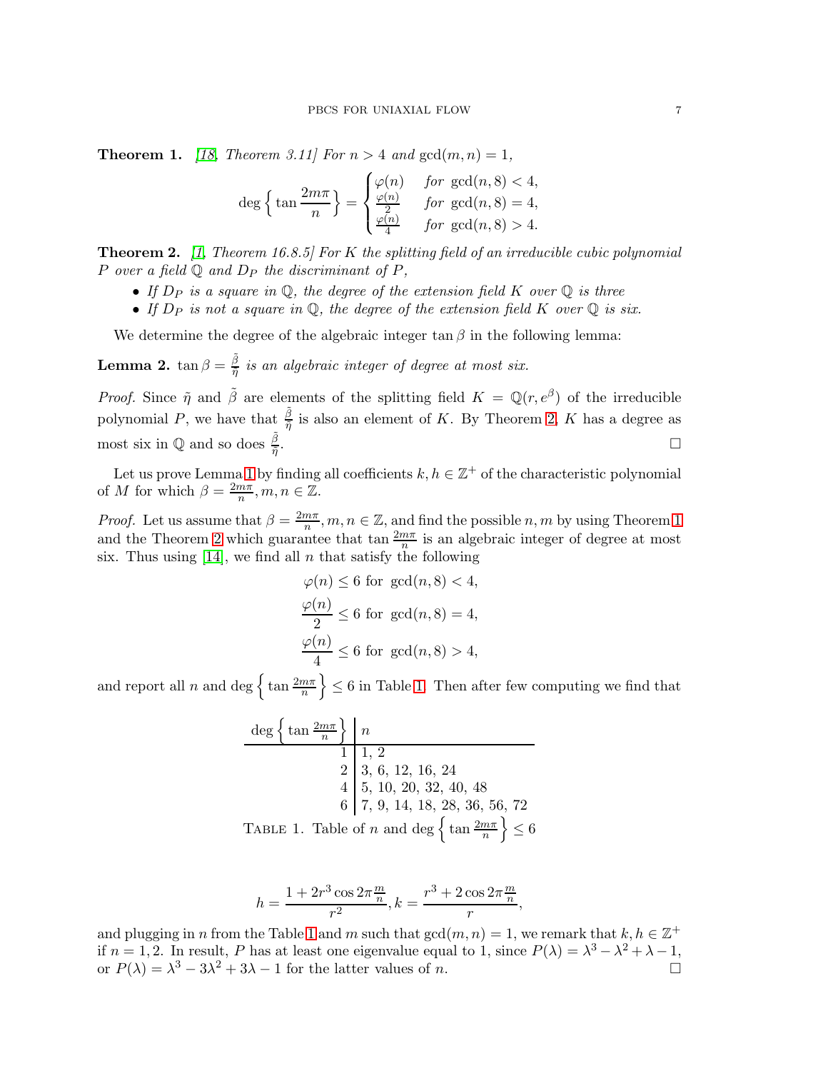**Theorem 1.** *[18, Theorem 3.11] For $n > 4$ and $\gcd(m,n) = 1$,*

$$\deg\left\{\tan\frac{2m\pi}{n}\right\} = \begin{cases} \varphi(n) & \text{for } \gcd(n,8) < 4, \\ \frac{\varphi(n)}{2} & \text{for } \gcd(n,8) = 4, \\ \frac{\varphi(n)}{4} & \text{for } \gcd(n,8) > 4. \end{cases}$$

**Theorem 2.** *[1, Theorem 16.8.5] For $K$ the splitting field of an irreducible cubic polynomial $P$ over a field $\mathbb{Q}$ and $D_P$ the discriminant of $P$,*

- *If $D_P$ is a square in $\mathbb{Q}$, the degree of the extension field $K$ over $\mathbb{Q}$ is three*
- *If $D_P$ is not a square in $\mathbb{Q}$, the degree of the extension field $K$ over $\mathbb{Q}$ is six.*

We determine the degree of the algebraic integer $\tan\beta$ in the following lemma:

**Lemma 2.** *$\tan\beta = \frac{\tilde{\beta}}{\tilde{\eta}}$ is an algebraic integer of degree at most six.*

*Proof.* Since $\tilde{\eta}$ and $\tilde{\beta}$ are elements of the splitting field $K = \mathbb{Q}(r, e^{\beta})$ of the irreducible polynomial $P$, we have that $\frac{\tilde{\beta}}{\tilde{\eta}}$ is also an element of $K$. By Theorem 2, $K$ has a degree as most six in $\mathbb{Q}$ and so does $\frac{\tilde{\beta}}{\tilde{\eta}}$. □

Let us prove Lemma 1 by finding all coefficients $k, h \in \mathbb{Z}^+$ of the characteristic polynomial of $M$ for which $\beta = \frac{2m\pi}{n}, m, n \in \mathbb{Z}$.

*Proof.* Let us assume that $\beta = \frac{2m\pi}{n}, m, n \in \mathbb{Z}$, and find the possible $n, m$ by using Theorem 1 and the Theorem 2 which guarantee that $\tan\frac{2m\pi}{n}$ is an algebraic integer of degree at most six. Thus using [14], we find all $n$ that satisfy the following

$$\varphi(n) \leq 6 \text{ for } \gcd(n,8) < 4,$$
$$\frac{\varphi(n)}{2} \leq 6 \text{ for } \gcd(n,8) = 4,$$
$$\frac{\varphi(n)}{4} \leq 6 \text{ for } \gcd(n,8) > 4,$$

and report all $n$ and $\deg\left\{\tan\frac{2m\pi}{n}\right\} \leq 6$ in Table 1. Then after few computing we find that

| $\deg\left\{\tan\frac{2m\pi}{n}\right\}$ | $n$ |
|---|---|
| 1 | 1, 2 |
| 2 | 3, 6, 12, 16, 24 |
| 4 | 5, 10, 20, 32, 40, 48 |
| 6 | 7, 9, 14, 18, 28, 36, 56, 72 |

TABLE 1. Table of $n$ and $\deg\left\{\tan\frac{2m\pi}{n}\right\} \leq 6$

$$h = \frac{1 + 2r^3\cos 2\pi\frac{m}{n}}{r^2}, k = \frac{r^3 + 2\cos 2\pi\frac{m}{n}}{r},$$

and plugging in $n$ from the Table 1 and $m$ such that $\gcd(m,n) = 1$, we remark that $k, h \in \mathbb{Z}^+$ if $n = 1, 2$. In result, $P$ has at least one eigenvalue equal to 1, since $P(\lambda) = \lambda^3 - \lambda^2 + \lambda - 1$, or $P(\lambda) = \lambda^3 - 3\lambda^2 + 3\lambda - 1$ for the latter values of $n$. □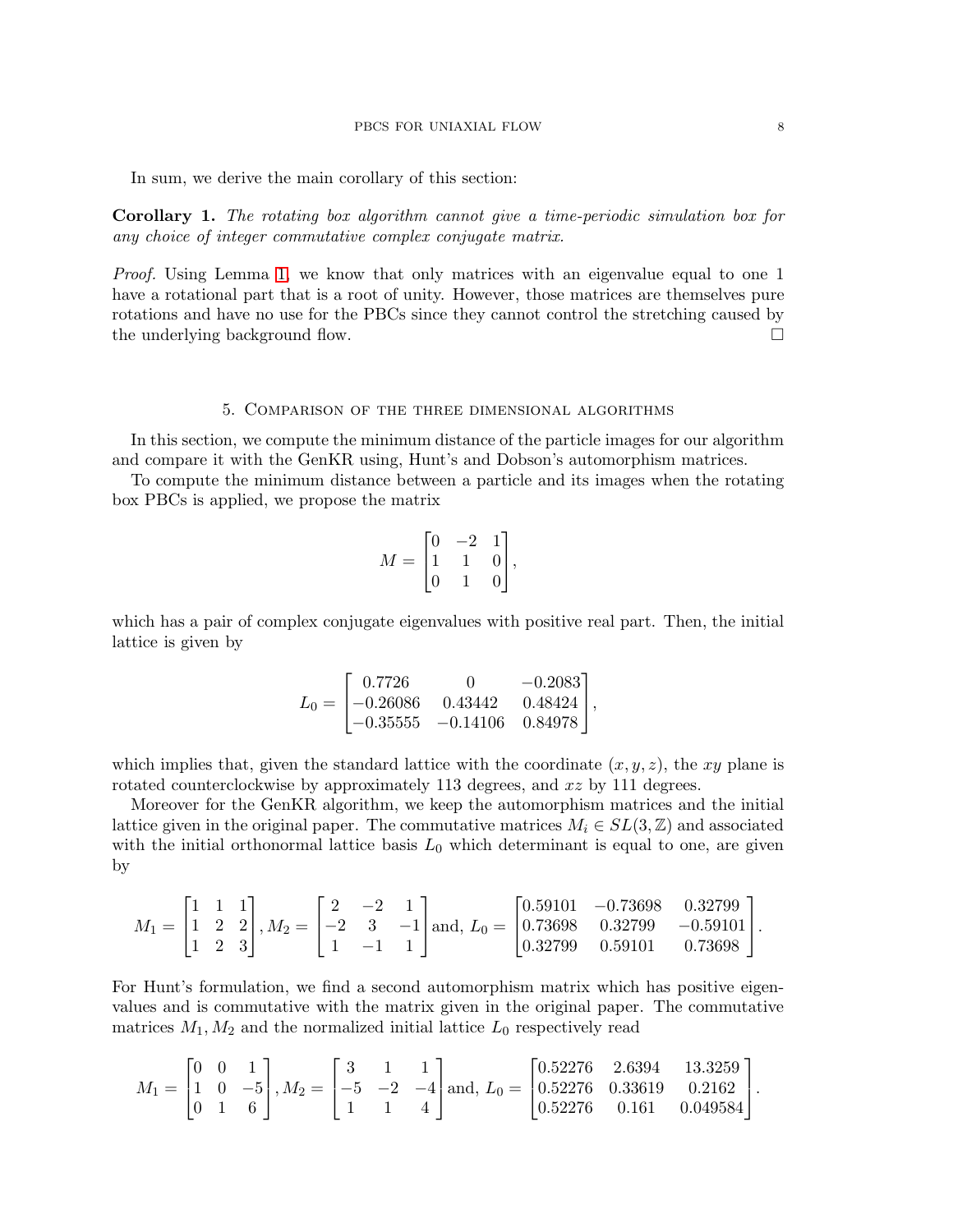In sum, we derive the main corollary of this section:

**Corollary 1.** *The rotating box algorithm cannot give a time-periodic simulation box for any choice of integer commutative complex conjugate matrix.*

*Proof.* Using Lemma 1, we know that only matrices with an eigenvalue equal to one 1 have a rotational part that is a root of unity. However, those matrices are themselves pure rotations and have no use for the PBCs since they cannot control the stretching caused by the underlying background flow. □

## 5. Comparison of the three dimensional algorithms

In this section, we compute the minimum distance of the particle images for our algorithm and compare it with the GenKR using, Hunt's and Dobson's automorphism matrices.

To compute the minimum distance between a particle and its images when the rotating box PBCs is applied, we propose the matrix

$$M = \begin{bmatrix} 0 & -2 & 1 \\ 1 & 1 & 0 \\ 0 & 1 & 0 \end{bmatrix},$$

which has a pair of complex conjugate eigenvalues with positive real part. Then, the initial lattice is given by

$$L_0 = \begin{bmatrix} 0.7726 & 0 & -0.2083 \\ -0.26086 & 0.43442 & 0.48424 \\ -0.35555 & -0.14106 & 0.84978 \end{bmatrix},$$

which implies that, given the standard lattice with the coordinate $(x, y, z)$, the $xy$ plane is rotated counterclockwise by approximately 113 degrees, and $xz$ by 111 degrees.

Moreover for the GenKR algorithm, we keep the automorphism matrices and the initial lattice given in the original paper. The commutative matrices $M_i \in SL(3, \mathbb{Z})$ and associated with the initial orthonormal lattice basis $L_0$ which determinant is equal to one, are given by

$$M_1 = \begin{bmatrix} 1 & 1 & 1 \\ 1 & 2 & 2 \\ 1 & 2 & 3 \end{bmatrix}, M_2 = \begin{bmatrix} 2 & -2 & 1 \\ -2 & 3 & -1 \\ 1 & -1 & 1 \end{bmatrix} \text{and, } L_0 = \begin{bmatrix} 0.59101 & -0.73698 & 0.32799 \\ 0.73698 & 0.32799 & -0.59101 \\ 0.32799 & 0.59101 & 0.73698 \end{bmatrix}.$$

For Hunt's formulation, we find a second automorphism matrix which has positive eigenvalues and is commutative with the matrix given in the original paper. The commutative matrices $M_1, M_2$ and the normalized initial lattice $L_0$ respectively read

$$M_1 = \begin{bmatrix} 0 & 0 & 1 \\ 1 & 0 & -5 \\ 0 & 1 & 6 \end{bmatrix}, M_2 = \begin{bmatrix} 3 & 1 & 1 \\ -5 & -2 & -4 \\ 1 & 1 & 4 \end{bmatrix} \text{and, } L_0 = \begin{bmatrix} 0.52276 & 2.6394 & 13.3259 \\ 0.52276 & 0.33619 & 0.2162 \\ 0.52276 & 0.161 & 0.049584 \end{bmatrix}.$$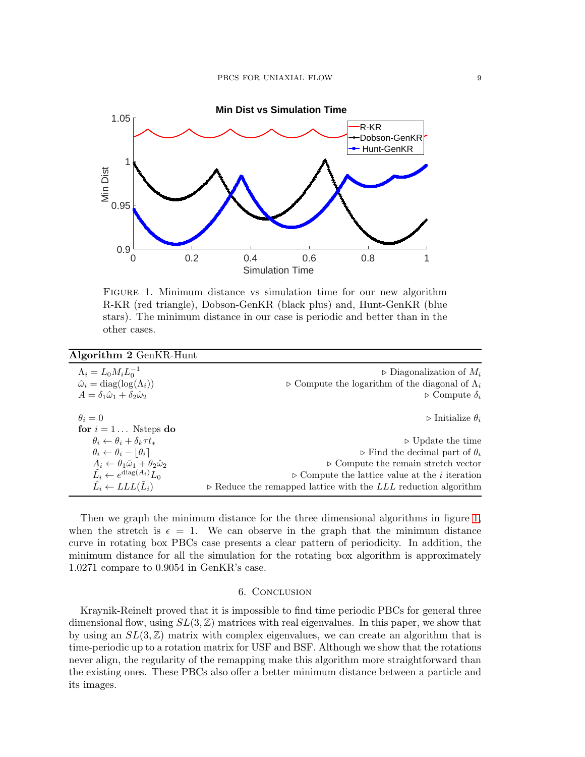FIGURE 1. Minimum distance vs simulation time for our new algorithm R-KR (red triangle), Dobson-GenKR (black plus) and, Hunt-GenKR (blue stars). The minimum distance in our case is periodic and better than in the other cases.

**Algorithm 2** GenKR-Hunt

$\Lambda_i = L_0 M_i L_0^{-1}$ ▷ Diagonalization of $M_i$
$\hat{\omega}_i = \text{diag}(\log(\Lambda_i))$ ▷ Compute the logarithm of the diagonal of $\Lambda_i$
$A = \delta_1 \hat{\omega}_1 + \delta_2 \hat{\omega}_2$ ▷ Compute $\delta_i$

$\theta_i = 0$ ▷ Initialize $\theta_i$
**for** $i = 1 \ldots$ Nsteps **do**
  $\theta_i \leftarrow \theta_i + \delta_k \tau t_*$ ▷ Update the time
  $\theta_i \leftarrow \theta_i - \lfloor \theta_i \rceil$ ▷ Find the decimal part of $\theta_i$
  $A_i \leftarrow \theta_1 \hat{\omega}_1 + \theta_2 \hat{\omega}_2$ ▷ Compute the remain stretch vector
  $\tilde{L}_i \leftarrow e^{\text{diag}(A_i)} L_0$ ▷ Compute the lattice value at the $i$ iteration
  $\hat{L}_i \leftarrow LLL(\tilde{L}_i)$ ▷ Reduce the remapped lattice with the $LLL$ reduction algorithm

Then we graph the minimum distance for the three dimensional algorithms in figure 1, when the stretch is $\epsilon = 1$. We can observe in the graph that the minimum distance curve in rotating box PBCs case presents a clear pattern of periodicity. In addition, the minimum distance for all the simulation for the rotating box algorithm is approximately 1.0271 compare to 0.9054 in GenKR's case.

## 6. Conclusion

Kraynik-Reinelt proved that it is impossible to find time periodic PBCs for general three dimensional flow, using $SL(3, \mathbb{Z})$ matrices with real eigenvalues. In this paper, we show that by using an $SL(3, \mathbb{Z})$ matrix with complex eigenvalues, we can create an algorithm that is time-periodic up to a rotation matrix for USF and BSF. Although we show that the rotations never align, the regularity of the remapping make this algorithm more straightforward than the existing ones. These PBCs also offer a better minimum distance between a particle and its images.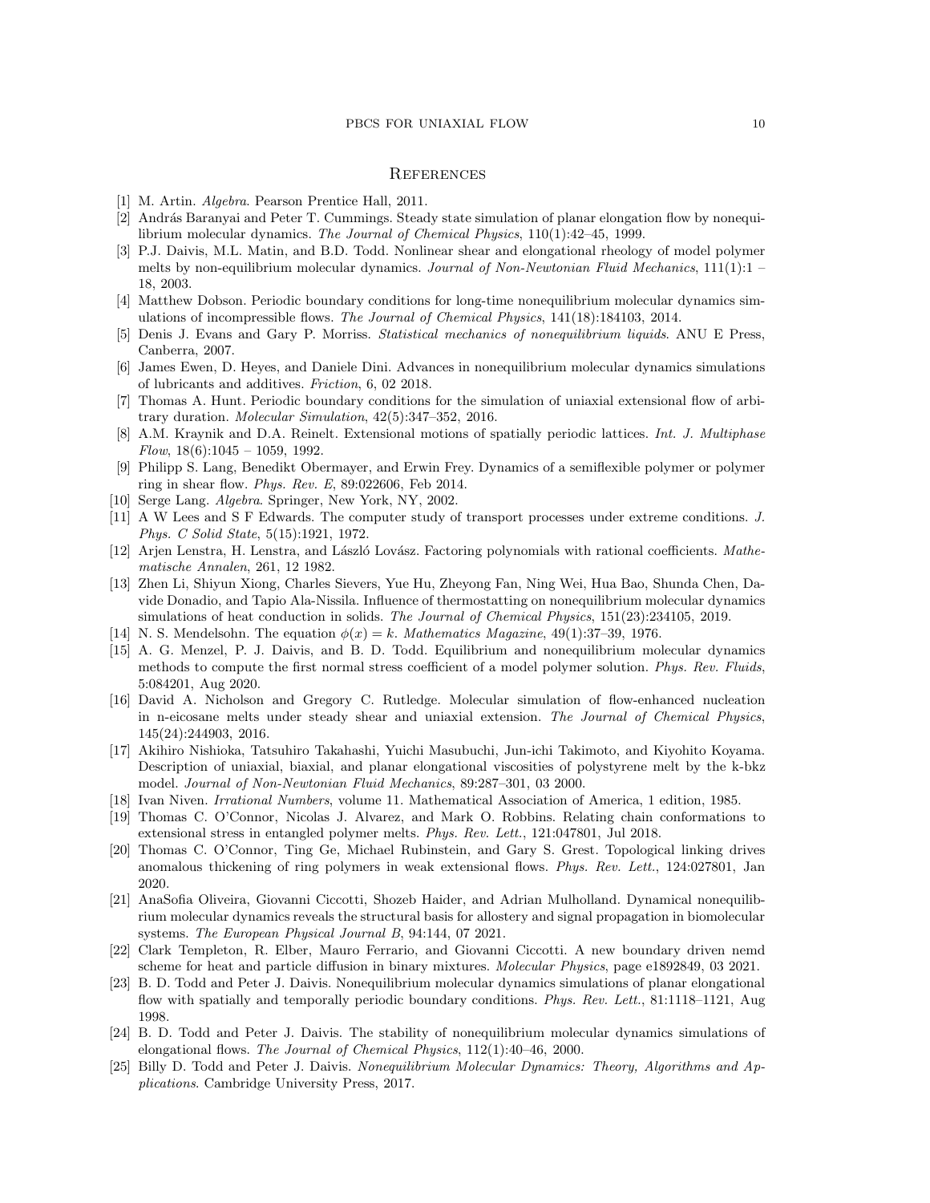## References

[1] M. Artin. *Algebra*. Pearson Prentice Hall, 2011.

[2] András Baranyai and Peter T. Cummings. Steady state simulation of planar elongation flow by nonequilibrium molecular dynamics. *The Journal of Chemical Physics*, 110(1):42–45, 1999.

[3] P.J. Daivis, M.L. Matin, and B.D. Todd. Nonlinear shear and elongational rheology of model polymer melts by non-equilibrium molecular dynamics. *Journal of Non-Newtonian Fluid Mechanics*, 111(1):1 – 18, 2003.

[4] Matthew Dobson. Periodic boundary conditions for long-time nonequilibrium molecular dynamics simulations of incompressible flows. *The Journal of Chemical Physics*, 141(18):184103, 2014.

[5] Denis J. Evans and Gary P. Morriss. *Statistical mechanics of nonequilibrium liquids*. ANU E Press, Canberra, 2007.

[6] James Ewen, D. Heyes, and Daniele Dini. Advances in nonequilibrium molecular dynamics simulations of lubricants and additives. *Friction*, 6, 02 2018.

[7] Thomas A. Hunt. Periodic boundary conditions for the simulation of uniaxial extensional flow of arbitrary duration. *Molecular Simulation*, 42(5):347–352, 2016.

[8] A.M. Kraynik and D.A. Reinelt. Extensional motions of spatially periodic lattices. *Int. J. Multiphase Flow*, 18(6):1045 – 1059, 1992.

[9] Philipp S. Lang, Benedikt Obermayer, and Erwin Frey. Dynamics of a semiflexible polymer or polymer ring in shear flow. *Phys. Rev. E*, 89:022606, Feb 2014.

[10] Serge Lang. *Algebra*. Springer, New York, NY, 2002.

[11] A W Lees and S F Edwards. The computer study of transport processes under extreme conditions. *J. Phys. C Solid State*, 5(15):1921, 1972.

[12] Arjen Lenstra, H. Lenstra, and László Lovász. Factoring polynomials with rational coefficients. *Mathematische Annalen*, 261, 12 1982.

[13] Zhen Li, Shiyun Xiong, Charles Sievers, Yue Hu, Zheyong Fan, Ning Wei, Hua Bao, Shunda Chen, Davide Donadio, and Tapio Ala-Nissila. Influence of thermostatting on nonequilibrium molecular dynamics simulations of heat conduction in solids. *The Journal of Chemical Physics*, 151(23):234105, 2019.

[14] N. S. Mendelsohn. The equation $\phi(x) = k$. *Mathematics Magazine*, 49(1):37–39, 1976.

[15] A. G. Menzel, P. J. Daivis, and B. D. Todd. Equilibrium and nonequilibrium molecular dynamics methods to compute the first normal stress coefficient of a model polymer solution. *Phys. Rev. Fluids*, 5:084201, Aug 2020.

[16] David A. Nicholson and Gregory C. Rutledge. Molecular simulation of flow-enhanced nucleation in n-eicosane melts under steady shear and uniaxial extension. *The Journal of Chemical Physics*, 145(24):244903, 2016.

[17] Akihiro Nishioka, Tatsuhiro Takahashi, Yuichi Masubuchi, Jun-ichi Takimoto, and Kiyohito Koyama. Description of uniaxial, biaxial, and planar elongational viscosities of polystyrene melt by the k-bkz model. *Journal of Non-Newtonian Fluid Mechanics*, 89:287–301, 03 2000.

[18] Ivan Niven. *Irrational Numbers*, volume 11. Mathematical Association of America, 1 edition, 1985.

[19] Thomas C. O'Connor, Nicolas J. Alvarez, and Mark O. Robbins. Relating chain conformations to extensional stress in entangled polymer melts. *Phys. Rev. Lett.*, 121:047801, Jul 2018.

[20] Thomas C. O'Connor, Ting Ge, Michael Rubinstein, and Gary S. Grest. Topological linking drives anomalous thickening of ring polymers in weak extensional flows. *Phys. Rev. Lett.*, 124:027801, Jan 2020.

[21] AnaSofia Oliveira, Giovanni Ciccotti, Shozeb Haider, and Adrian Mulholland. Dynamical nonequilibrium molecular dynamics reveals the structural basis for allostery and signal propagation in biomolecular systems. *The European Physical Journal B*, 94:144, 07 2021.

[22] Clark Templeton, R. Elber, Mauro Ferrario, and Giovanni Ciccotti. A new boundary driven nemd scheme for heat and particle diffusion in binary mixtures. *Molecular Physics*, page e1892849, 03 2021.

[23] B. D. Todd and Peter J. Daivis. Nonequilibrium molecular dynamics simulations of planar elongational flow with spatially and temporally periodic boundary conditions. *Phys. Rev. Lett.*, 81:1118–1121, Aug 1998.

[24] B. D. Todd and Peter J. Daivis. The stability of nonequilibrium molecular dynamics simulations of elongational flows. *The Journal of Chemical Physics*, 112(1):40–46, 2000.

[25] Billy D. Todd and Peter J. Daivis. *Nonequilibrium Molecular Dynamics: Theory, Algorithms and Applications*. Cambridge University Press, 2017.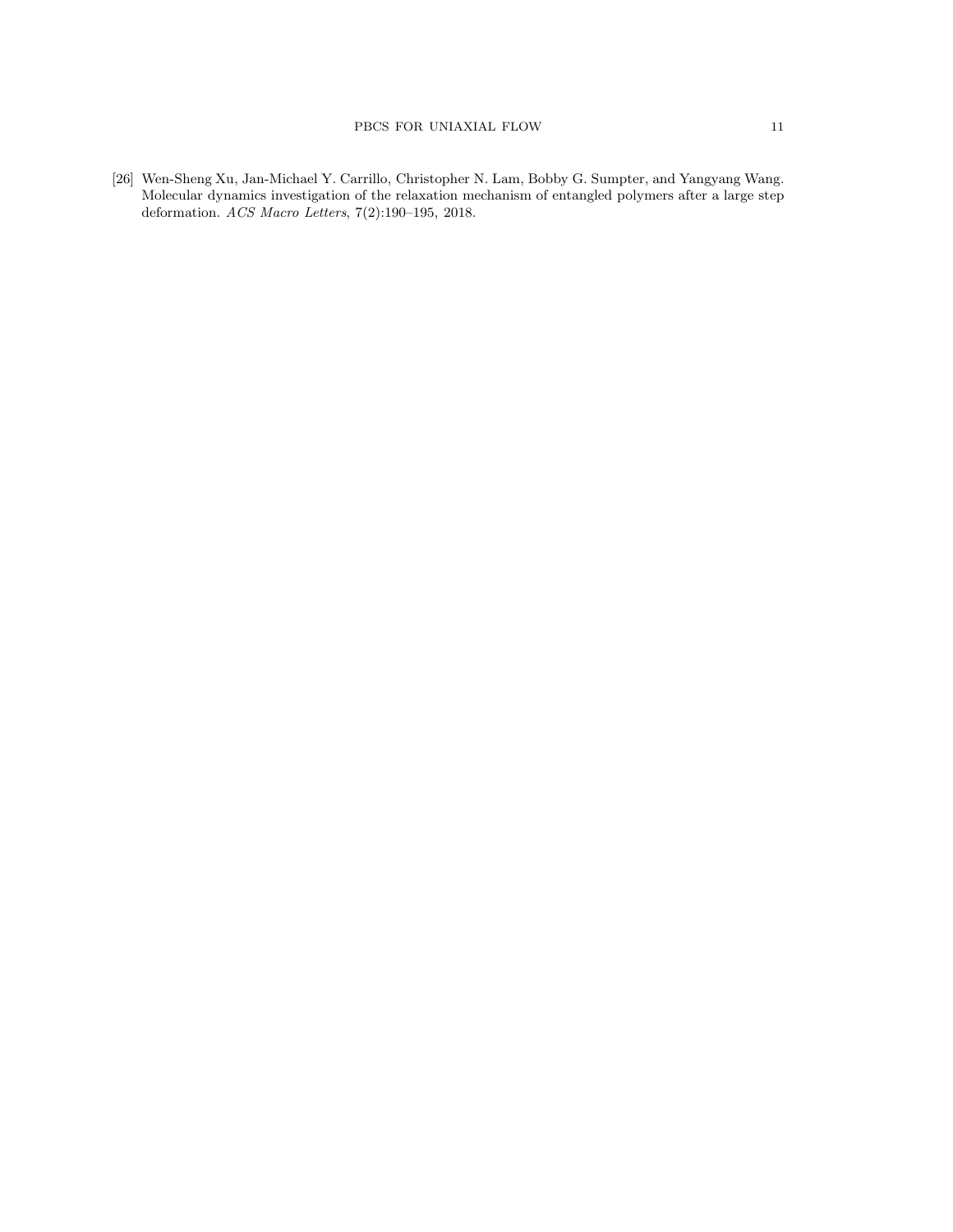[26] Wen-Sheng Xu, Jan-Michael Y. Carrillo, Christopher N. Lam, Bobby G. Sumpter, and Yangyang Wang. Molecular dynamics investigation of the relaxation mechanism of entangled polymers after a large step deformation. *ACS Macro Letters*, 7(2):190–195, 2018.